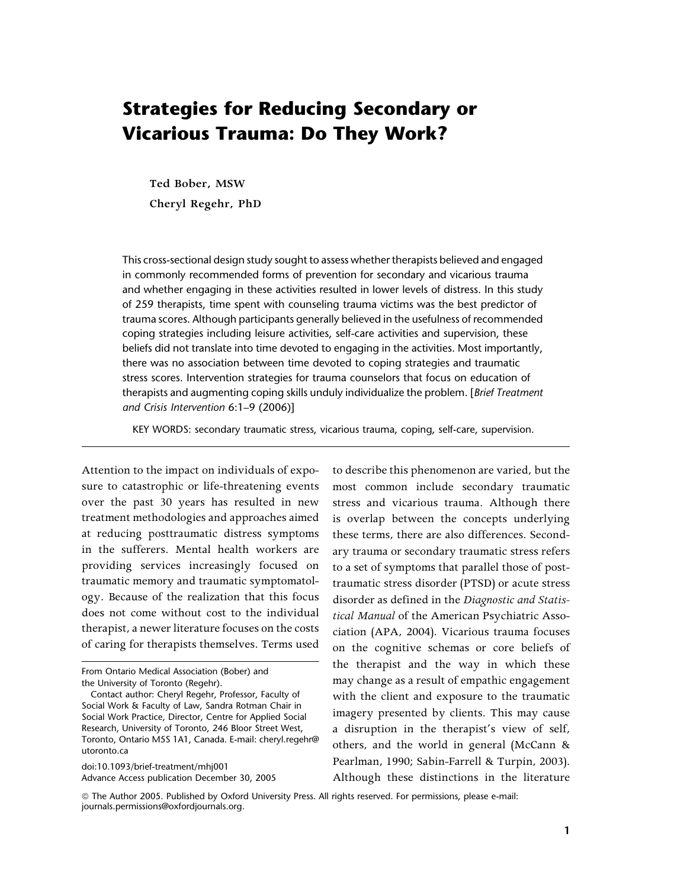# Strategies for Reducing Secondary or Vicarious Trauma: Do They Work?

**Ted Bober, MSW**
**Cheryl Regehr, PhD**

This cross-sectional design study sought to assess whether therapists believed and engaged in commonly recommended forms of prevention for secondary and vicarious trauma and whether engaging in these activities resulted in lower levels of distress. In this study of 259 therapists, time spent with counseling trauma victims was the best predictor of trauma scores. Although participants generally believed in the usefulness of recommended coping strategies including leisure activities, self-care activities and supervision, these beliefs did not translate into time devoted to engaging in the activities. Most importantly, there was no association between time devoted to coping strategies and traumatic stress scores. Intervention strategies for trauma counselors that focus on education of therapists and augmenting coping skills unduly individualize the problem. [*Brief Treatment and Crisis Intervention* 6:1–9 (2006)]

KEY WORDS: secondary traumatic stress, vicarious trauma, coping, self-care, supervision.

Attention to the impact on individuals of exposure to catastrophic or life-threatening events over the past 30 years has resulted in new treatment methodologies and approaches aimed at reducing posttraumatic distress symptoms in the sufferers. Mental health workers are providing services increasingly focused on traumatic memory and traumatic symptomatology. Because of the realization that this focus does not come without cost to the individual therapist, a newer literature focuses on the costs of caring for therapists themselves. Terms used to describe this phenomenon are varied, but the most common include secondary traumatic stress and vicarious trauma. Although there is overlap between the concepts underlying these terms, there are also differences. Secondary trauma or secondary traumatic stress refers to a set of symptoms that parallel those of posttraumatic stress disorder (PTSD) or acute stress disorder as defined in the *Diagnostic and Statistical Manual* of the American Psychiatric Association (APA, 2004). Vicarious trauma focuses on the cognitive schemas or core beliefs of the therapist and the way in which these may change as a result of empathic engagement with the client and exposure to the traumatic imagery presented by clients. This may cause a disruption in the therapist's view of self, others, and the world in general (McCann & Pearlman, 1990; Sabin-Farrell & Turpin, 2003). Although these distinctions in the literature

From Ontario Medical Association (Bober) and the University of Toronto (Regehr).

Contact author: Cheryl Regehr, Professor, Faculty of Social Work & Faculty of Law, Sandra Rotman Chair in Social Work Practice, Director, Centre for Applied Social Research, University of Toronto, 246 Bloor Street West, Toronto, Ontario M5S 1A1, Canada. E-mail: cheryl.regehr@utoronto.ca

doi:10.1093/brief-treatment/mhj001
Advance Access publication December 30, 2005

© The Author 2005. Published by Oxford University Press. All rights reserved. For permissions, please e-mail: journals.permissions@oxfordjournals.org.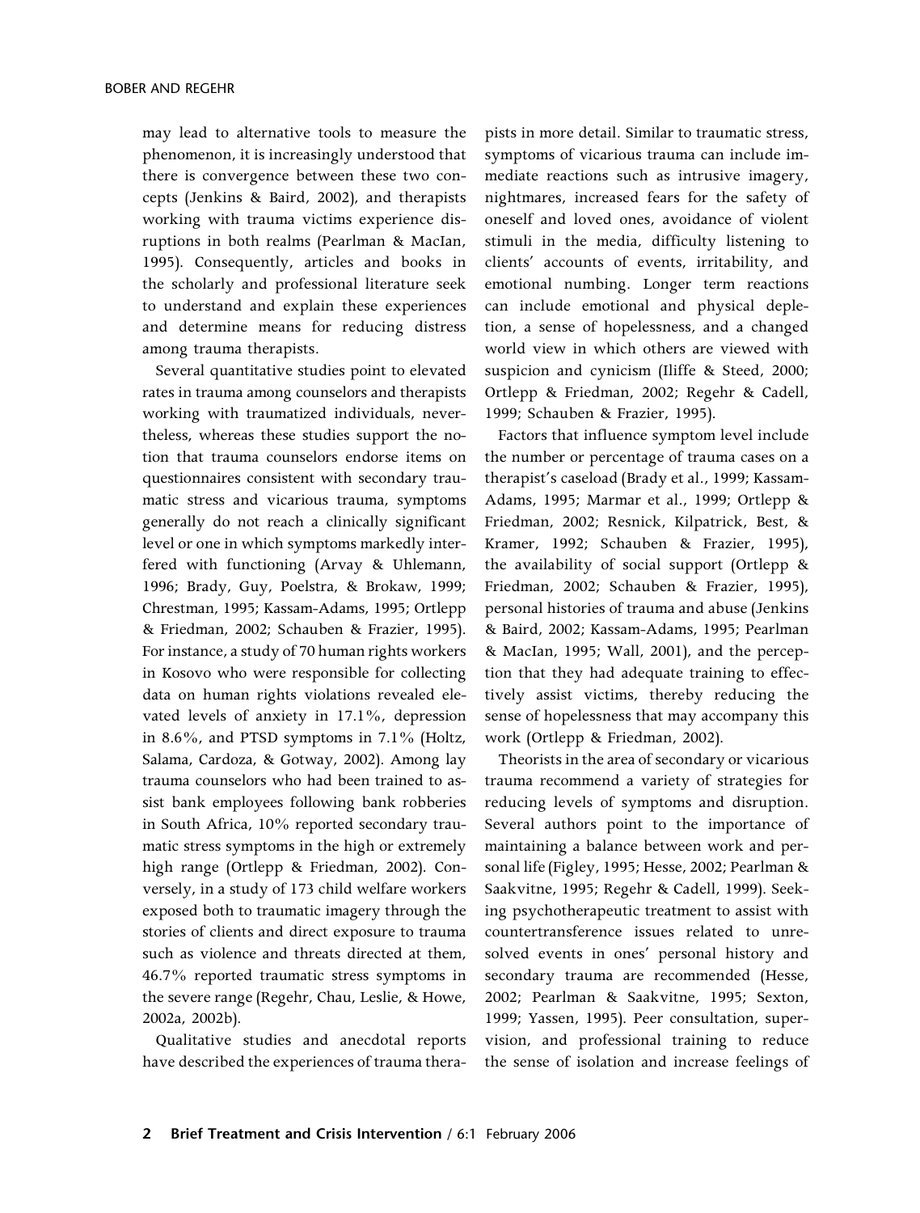may lead to alternative tools to measure the phenomenon, it is increasingly understood that there is convergence between these two concepts (Jenkins & Baird, 2002), and therapists working with trauma victims experience disruptions in both realms (Pearlman & MacIan, 1995). Consequently, articles and books in the scholarly and professional literature seek to understand and explain these experiences and determine means for reducing distress among trauma therapists.

Several quantitative studies point to elevated rates in trauma among counselors and therapists working with traumatized individuals, nevertheless, whereas these studies support the notion that trauma counselors endorse items on questionnaires consistent with secondary traumatic stress and vicarious trauma, symptoms generally do not reach a clinically significant level or one in which symptoms markedly interfered with functioning (Arvay & Uhlemann, 1996; Brady, Guy, Poelstra, & Brokaw, 1999; Chrestman, 1995; Kassam-Adams, 1995; Ortlepp & Friedman, 2002; Schauben & Frazier, 1995). For instance, a study of 70 human rights workers in Kosovo who were responsible for collecting data on human rights violations revealed elevated levels of anxiety in 17.1%, depression in 8.6%, and PTSD symptoms in 7.1% (Holtz, Salama, Cardoza, & Gotway, 2002). Among lay trauma counselors who had been trained to assist bank employees following bank robberies in South Africa, 10% reported secondary traumatic stress symptoms in the high or extremely high range (Ortlepp & Friedman, 2002). Conversely, in a study of 173 child welfare workers exposed both to traumatic imagery through the stories of clients and direct exposure to trauma such as violence and threats directed at them, 46.7% reported traumatic stress symptoms in the severe range (Regehr, Chau, Leslie, & Howe, 2002a, 2002b).

Qualitative studies and anecdotal reports have described the experiences of trauma therapists in more detail. Similar to traumatic stress, symptoms of vicarious trauma can include immediate reactions such as intrusive imagery, nightmares, increased fears for the safety of oneself and loved ones, avoidance of violent stimuli in the media, difficulty listening to clients' accounts of events, irritability, and emotional numbing. Longer term reactions can include emotional and physical depletion, a sense of hopelessness, and a changed world view in which others are viewed with suspicion and cynicism (Iliffe & Steed, 2000; Ortlepp & Friedman, 2002; Regehr & Cadell, 1999; Schauben & Frazier, 1995).

Factors that influence symptom level include the number or percentage of trauma cases on a therapist's caseload (Brady et al., 1999; Kassam-Adams, 1995; Marmar et al., 1999; Ortlepp & Friedman, 2002; Resnick, Kilpatrick, Best, & Kramer, 1992; Schauben & Frazier, 1995), the availability of social support (Ortlepp & Friedman, 2002; Schauben & Frazier, 1995), personal histories of trauma and abuse (Jenkins & Baird, 2002; Kassam-Adams, 1995; Pearlman & MacIan, 1995; Wall, 2001), and the perception that they had adequate training to effectively assist victims, thereby reducing the sense of hopelessness that may accompany this work (Ortlepp & Friedman, 2002).

Theorists in the area of secondary or vicarious trauma recommend a variety of strategies for reducing levels of symptoms and disruption. Several authors point to the importance of maintaining a balance between work and personal life (Figley, 1995; Hesse, 2002; Pearlman & Saakvitne, 1995; Regehr & Cadell, 1999). Seeking psychotherapeutic treatment to assist with countertransference issues related to unresolved events in ones' personal history and secondary trauma are recommended (Hesse, 2002; Pearlman & Saakvitne, 1995; Sexton, 1999; Yassen, 1995). Peer consultation, supervision, and professional training to reduce the sense of isolation and increase feelings of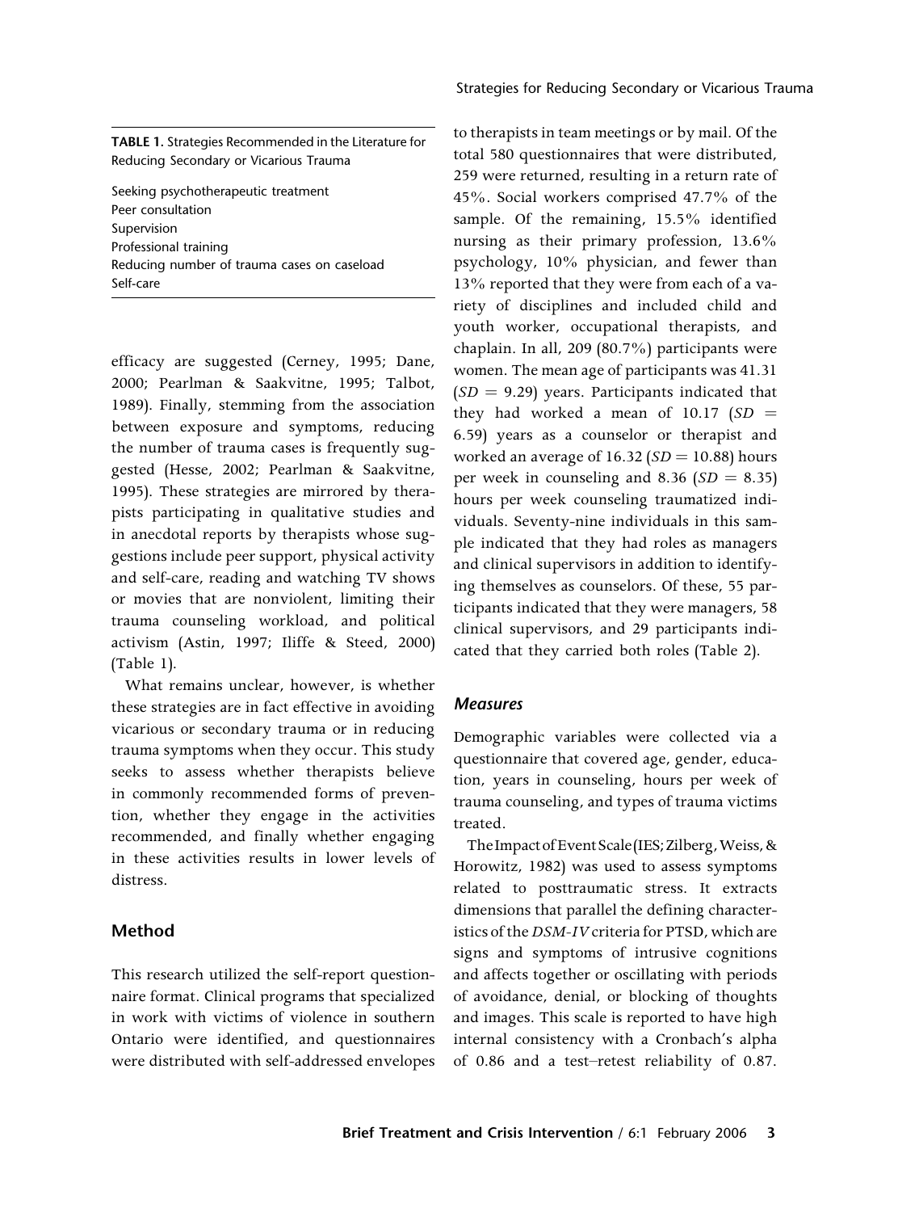**TABLE 1.** Strategies Recommended in the Literature for Reducing Secondary or Vicarious Trauma

| |
|---|
| Seeking psychotherapeutic treatment |
| Peer consultation |
| Supervision |
| Professional training |
| Reducing number of trauma cases on caseload |
| Self-care |

efficacy are suggested (Cerney, 1995; Dane, 2000; Pearlman & Saakvitne, 1995; Talbot, 1989). Finally, stemming from the association between exposure and symptoms, reducing the number of trauma cases is frequently suggested (Hesse, 2002; Pearlman & Saakvitne, 1995). These strategies are mirrored by therapists participating in qualitative studies and in anecdotal reports by therapists whose suggestions include peer support, physical activity and self-care, reading and watching TV shows or movies that are nonviolent, limiting their trauma counseling workload, and political activism (Astin, 1997; Iliffe & Steed, 2000) (Table 1).

What remains unclear, however, is whether these strategies are in fact effective in avoiding vicarious or secondary trauma or in reducing trauma symptoms when they occur. This study seeks to assess whether therapists believe in commonly recommended forms of prevention, whether they engage in the activities recommended, and finally whether engaging in these activities results in lower levels of distress.

## Method

This research utilized the self-report questionnaire format. Clinical programs that specialized in work with victims of violence in southern Ontario were identified, and questionnaires were distributed with self-addressed envelopes to therapists in team meetings or by mail. Of the total 580 questionnaires that were distributed, 259 were returned, resulting in a return rate of 45%. Social workers comprised 47.7% of the sample. Of the remaining, 15.5% identified nursing as their primary profession, 13.6% psychology, 10% physician, and fewer than 13% reported that they were from each of a variety of disciplines and included child and youth worker, occupational therapists, and chaplain. In all, 209 (80.7%) participants were women. The mean age of participants was 41.31 ($SD = 9.29$) years. Participants indicated that they had worked a mean of 10.17 ($SD = 6.59$) years as a counselor or therapist and worked an average of 16.32 ($SD = 10.88$) hours per week in counseling and 8.36 ($SD = 8.35$) hours per week counseling traumatized individuals. Seventy-nine individuals in this sample indicated that they had roles as managers and clinical supervisors in addition to identifying themselves as counselors. Of these, 55 participants indicated that they were managers, 58 clinical supervisors, and 29 participants indicated that they carried both roles (Table 2).

### *Measures*

Demographic variables were collected via a questionnaire that covered age, gender, education, years in counseling, hours per week of trauma counseling, and types of trauma victims treated.

The Impact of Event Scale (IES; Zilberg, Weiss, & Horowitz, 1982) was used to assess symptoms related to posttraumatic stress. It extracts dimensions that parallel the defining characteristics of the *DSM-IV* criteria for PTSD, which are signs and symptoms of intrusive cognitions and affects together or oscillating with periods of avoidance, denial, or blocking of thoughts and images. This scale is reported to have high internal consistency with a Cronbach's alpha of 0.86 and a test–retest reliability of 0.87.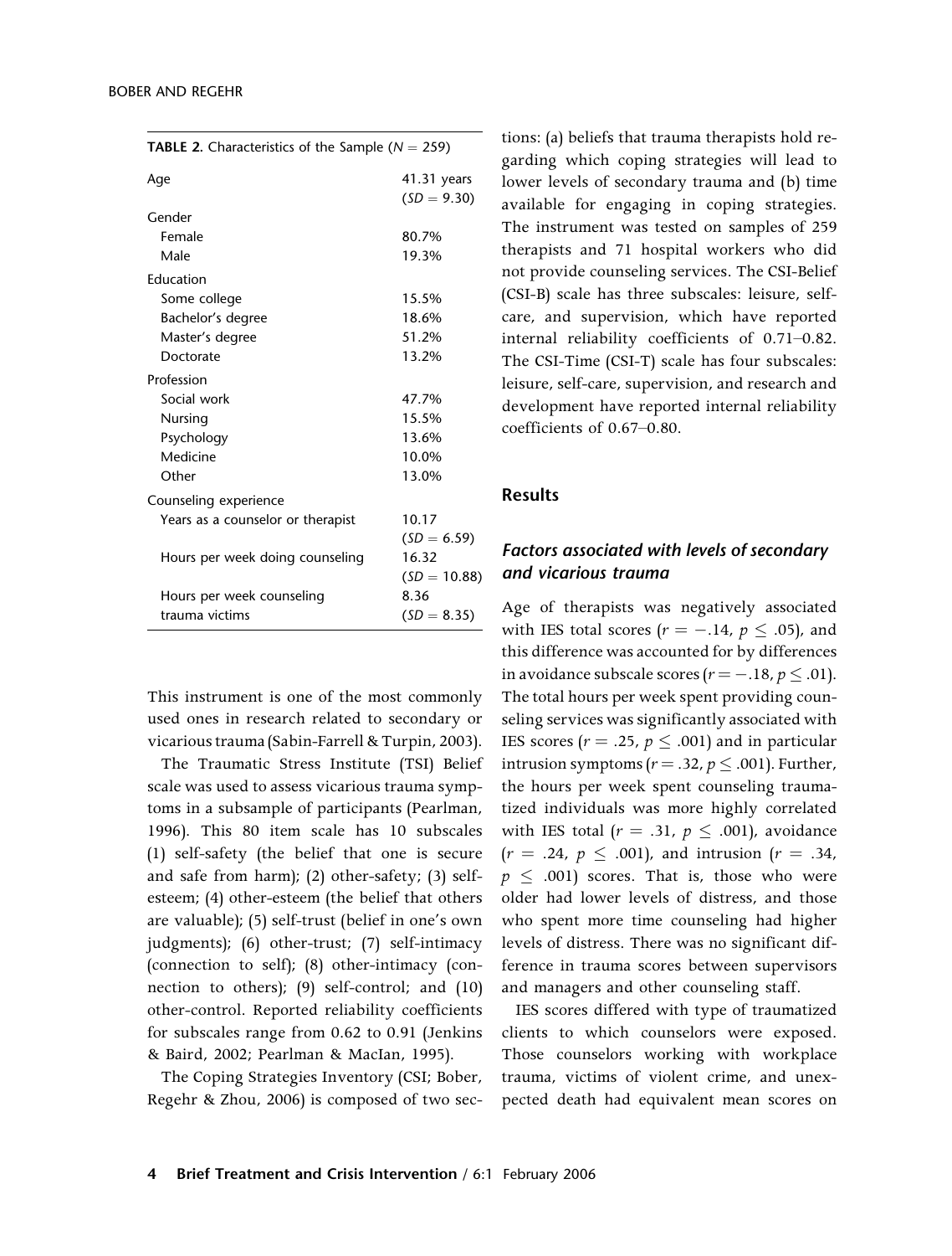**TABLE 2.** Characteristics of the Sample ($N = 259$)

| | |
|---|---|
| Age | 41.31 years ($SD = 9.30$) |
| Gender | |
| Female | 80.7% |
| Male | 19.3% |
| Education | |
| Some college | 15.5% |
| Bachelor's degree | 18.6% |
| Master's degree | 51.2% |
| Doctorate | 13.2% |
| Profession | |
| Social work | 47.7% |
| Nursing | 15.5% |
| Psychology | 13.6% |
| Medicine | 10.0% |
| Other | 13.0% |
| Counseling experience | |
| Years as a counselor or therapist | 10.17 ($SD = 6.59$) |
| Hours per week doing counseling | 16.32 ($SD = 10.88$) |
| Hours per week counseling trauma victims | 8.36 ($SD = 8.35$) |

This instrument is one of the most commonly used ones in research related to secondary or vicarious trauma (Sabin-Farrell & Turpin, 2003).

The Traumatic Stress Institute (TSI) Belief scale was used to assess vicarious trauma symptoms in a subsample of participants (Pearlman, 1996). This 80 item scale has 10 subscales (1) self-safety (the belief that one is secure and safe from harm); (2) other-safety; (3) self-esteem; (4) other-esteem (the belief that others are valuable); (5) self-trust (belief in one's own judgments); (6) other-trust; (7) self-intimacy (connection to self); (8) other-intimacy (connection to others); (9) self-control; and (10) other-control. Reported reliability coefficients for subscales range from 0.62 to 0.91 (Jenkins & Baird, 2002; Pearlman & MacIan, 1995).

The Coping Strategies Inventory (CSI; Bober, Regehr & Zhou, 2006) is composed of two sections: (a) beliefs that trauma therapists hold regarding which coping strategies will lead to lower levels of secondary trauma and (b) time available for engaging in coping strategies. The instrument was tested on samples of 259 therapists and 71 hospital workers who did not provide counseling services. The CSI-Belief (CSI-B) scale has three subscales: leisure, self-care, and supervision, which have reported internal reliability coefficients of 0.71–0.82. The CSI-Time (CSI-T) scale has four subscales: leisure, self-care, supervision, and research and development have reported internal reliability coefficients of 0.67–0.80.

## Results

### *Factors associated with levels of secondary and vicarious trauma*

Age of therapists was negatively associated with IES total scores ($r = -.14$, $p \leq .05$), and this difference was accounted for by differences in avoidance subscale scores ($r = -.18$, $p \leq .01$). The total hours per week spent providing counseling services was significantly associated with IES scores ($r = .25$, $p \leq .001$) and in particular intrusion symptoms ($r = .32$, $p \leq .001$). Further, the hours per week spent counseling traumatized individuals was more highly correlated with IES total ($r = .31$, $p \leq .001$), avoidance ($r = .24$, $p \leq .001$), and intrusion ($r = .34$, $p \leq .001$) scores. That is, those who were older had lower levels of distress, and those who spent more time counseling had higher levels of distress. There was no significant difference in trauma scores between supervisors and managers and other counseling staff.

IES scores differed with type of traumatized clients to which counselors were exposed. Those counselors working with workplace trauma, victims of violent crime, and unexpected death had equivalent mean scores on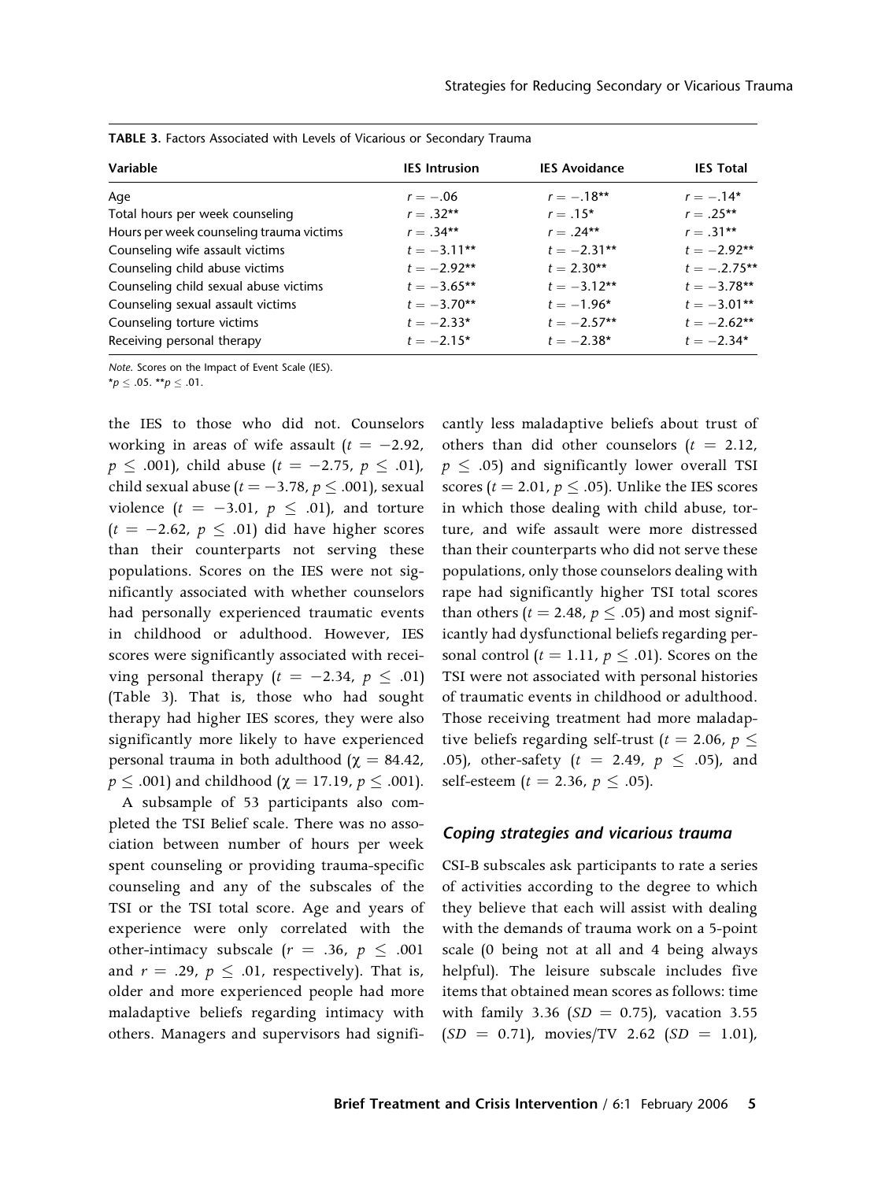**TABLE 3.** Factors Associated with Levels of Vicarious or Secondary Trauma

| Variable | IES Intrusion | IES Avoidance | IES Total |
|---|---|---|---|
| Age | $r = -.06$ | $r = -.18$** | $r = -.14$* |
| Total hours per week counseling | $r = .32$** | $r = .15$* | $r = .25$** |
| Hours per week counseling trauma victims | $r = .34$** | $r = .24$** | $r = .31$** |
| Counseling wife assault victims | $t = -3.11$** | $t = -2.31$** | $t = -2.92$** |
| Counseling child abuse victims | $t = -2.92$** | $t = 2.30$** | $t = -.2.75$** |
| Counseling child sexual abuse victims | $t = -3.65$** | $t = -3.12$** | $t = -3.78$** |
| Counseling sexual assault victims | $t = -3.70$** | $t = -1.96$* | $t = -3.01$** |
| Counseling torture victims | $t = -2.33$* | $t = -2.57$** | $t = -2.62$** |
| Receiving personal therapy | $t = -2.15$* | $t = -2.38$* | $t = -2.34$* |

*Note.* Scores on the Impact of Event Scale (IES).
*$p \leq .05$. **$p \leq .01$.

the IES to those who did not. Counselors working in areas of wife assault ($t = -2.92$, $p \leq .001$), child abuse ($t = -2.75$, $p \leq .01$), child sexual abuse ($t = -3.78$, $p \leq .001$), sexual violence ($t = -3.01$, $p \leq .01$), and torture ($t = -2.62$, $p \leq .01$) did have higher scores than their counterparts not serving these populations. Scores on the IES were not significantly associated with whether counselors had personally experienced traumatic events in childhood or adulthood. However, IES scores were significantly associated with receiving personal therapy ($t = -2.34$, $p \leq .01$) (Table 3). That is, those who had sought therapy had higher IES scores, they were also significantly more likely to have experienced personal trauma in both adulthood ($\chi = 84.42$, $p \leq .001$) and childhood ($\chi = 17.19$, $p \leq .001$).

A subsample of 53 participants also completed the TSI Belief scale. There was no association between number of hours per week spent counseling or providing trauma-specific counseling and any of the subscales of the TSI or the TSI total score. Age and years of experience were only correlated with the other-intimacy subscale ($r = .36$, $p \leq .001$ and $r = .29$, $p \leq .01$, respectively). That is, older and more experienced people had more maladaptive beliefs regarding intimacy with others. Managers and supervisors had significantly less maladaptive beliefs about trust of others than did other counselors ($t = 2.12$, $p \leq .05$) and significantly lower overall TSI scores ($t = 2.01$, $p \leq .05$). Unlike the IES scores in which those dealing with child abuse, torture, and wife assault were more distressed than their counterparts who did not serve these populations, only those counselors dealing with rape had significantly higher TSI total scores than others ($t = 2.48$, $p \leq .05$) and most significantly had dysfunctional beliefs regarding personal control ($t = 1.11$, $p \leq .01$). Scores on the TSI were not associated with personal histories of traumatic events in childhood or adulthood. Those receiving treatment had more maladaptive beliefs regarding self-trust ($t = 2.06$, $p \leq .05$), other-safety ($t = 2.49$, $p \leq .05$), and self-esteem ($t = 2.36$, $p \leq .05$).

### *Coping strategies and vicarious trauma*

CSI-B subscales ask participants to rate a series of activities according to the degree to which they believe that each will assist with dealing with the demands of trauma work on a 5-point scale (0 being not at all and 4 being always helpful). The leisure subscale includes five items that obtained mean scores as follows: time with family 3.36 ($SD = 0.75$), vacation 3.55 ($SD = 0.71$), movies/TV 2.62 ($SD = 1.01$),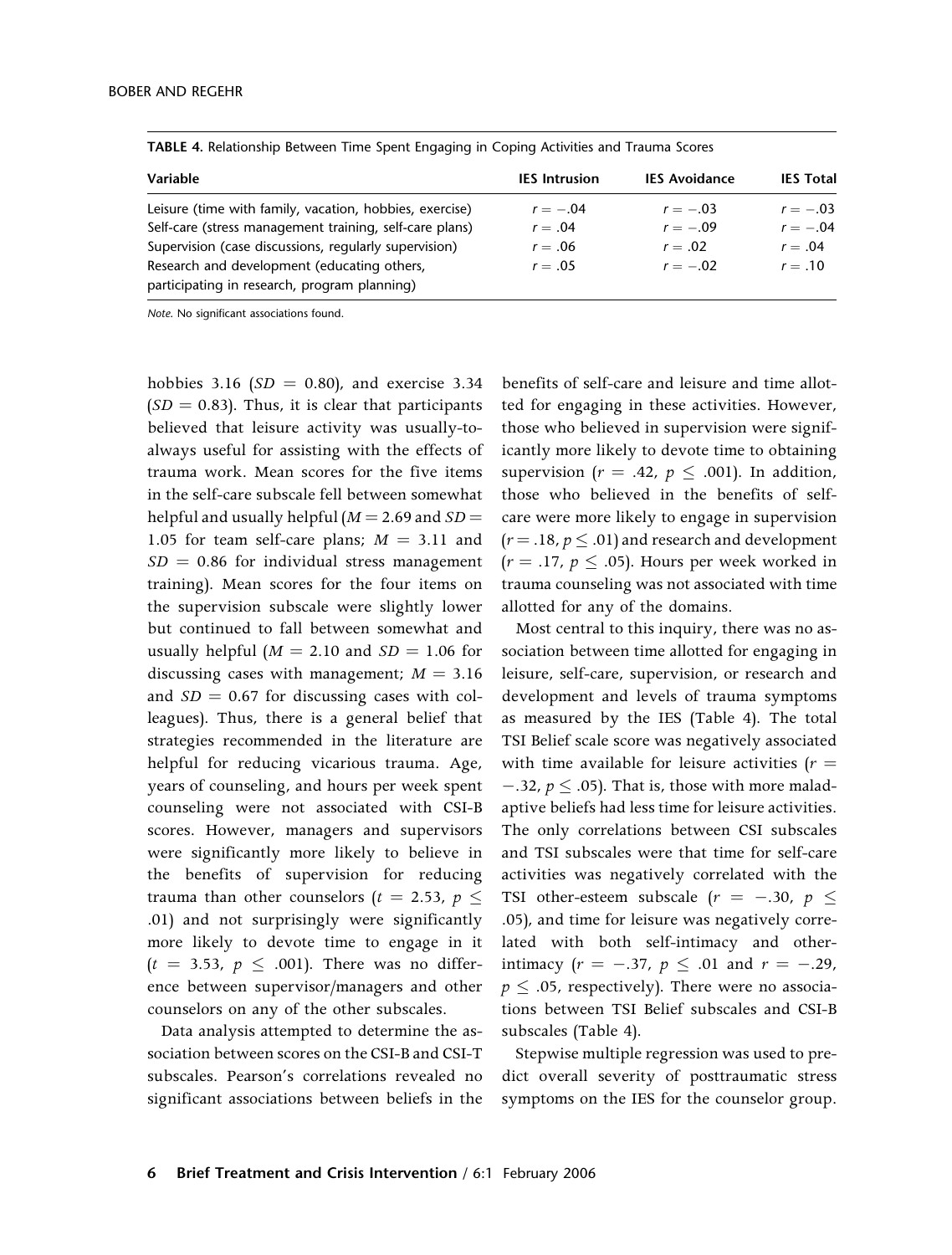**TABLE 4.** Relationship Between Time Spent Engaging in Coping Activities and Trauma Scores

| Variable | IES Intrusion | IES Avoidance | IES Total |
|---|---|---|---|
| Leisure (time with family, vacation, hobbies, exercise) | $r = -.04$ | $r = -.03$ | $r = -.03$ |
| Self-care (stress management training, self-care plans) | $r = .04$ | $r = -.09$ | $r = -.04$ |
| Supervision (case discussions, regularly supervision) | $r = .06$ | $r = .02$ | $r = .04$ |
| Research and development (educating others, participating in research, program planning) | $r = .05$ | $r = -.02$ | $r = .10$ |

*Note.* No significant associations found.

hobbies 3.16 ($SD = 0.80$), and exercise 3.34 ($SD = 0.83$). Thus, it is clear that participants believed that leisure activity was usually-to-always useful for assisting with the effects of trauma work. Mean scores for the five items in the self-care subscale fell between somewhat helpful and usually helpful ($M = 2.69$ and $SD = 1.05$ for team self-care plans; $M = 3.11$ and $SD = 0.86$ for individual stress management training). Mean scores for the four items on the supervision subscale were slightly lower but continued to fall between somewhat and usually helpful ($M = 2.10$ and $SD = 1.06$ for discussing cases with management; $M = 3.16$ and $SD = 0.67$ for discussing cases with colleagues). Thus, there is a general belief that strategies recommended in the literature are helpful for reducing vicarious trauma. Age, years of counseling, and hours per week spent counseling were not associated with CSI-B scores. However, managers and supervisors were significantly more likely to believe in the benefits of supervision for reducing trauma than other counselors ($t = 2.53$, $p \leq .01$) and not surprisingly were significantly more likely to devote time to engage in it ($t = 3.53$, $p \leq .001$). There was no difference between supervisor/managers and other counselors on any of the other subscales.

Data analysis attempted to determine the association between scores on the CSI-B and CSI-T subscales. Pearson's correlations revealed no significant associations between beliefs in the benefits of self-care and leisure and time allotted for engaging in these activities. However, those who believed in supervision were significantly more likely to devote time to obtaining supervision ($r = .42$, $p \leq .001$). In addition, those who believed in the benefits of self-care were more likely to engage in supervision ($r = .18$, $p \leq .01$) and research and development ($r = .17$, $p \leq .05$). Hours per week worked in trauma counseling was not associated with time allotted for any of the domains.

Most central to this inquiry, there was no association between time allotted for engaging in leisure, self-care, supervision, or research and development and levels of trauma symptoms as measured by the IES (Table 4). The total TSI Belief scale score was negatively associated with time available for leisure activities ($r = -.32$, $p \leq .05$). That is, those with more maladaptive beliefs had less time for leisure activities. The only correlations between CSI subscales and TSI subscales were that time for self-care activities was negatively correlated with the TSI other-esteem subscale ($r = -.30$, $p \leq .05$), and time for leisure was negatively correlated with both self-intimacy and other-intimacy ($r = -.37$, $p \leq .01$ and $r = -.29$, $p \leq .05$, respectively). There were no associations between TSI Belief subscales and CSI-B subscales (Table 4).

Stepwise multiple regression was used to predict overall severity of posttraumatic stress symptoms on the IES for the counselor group.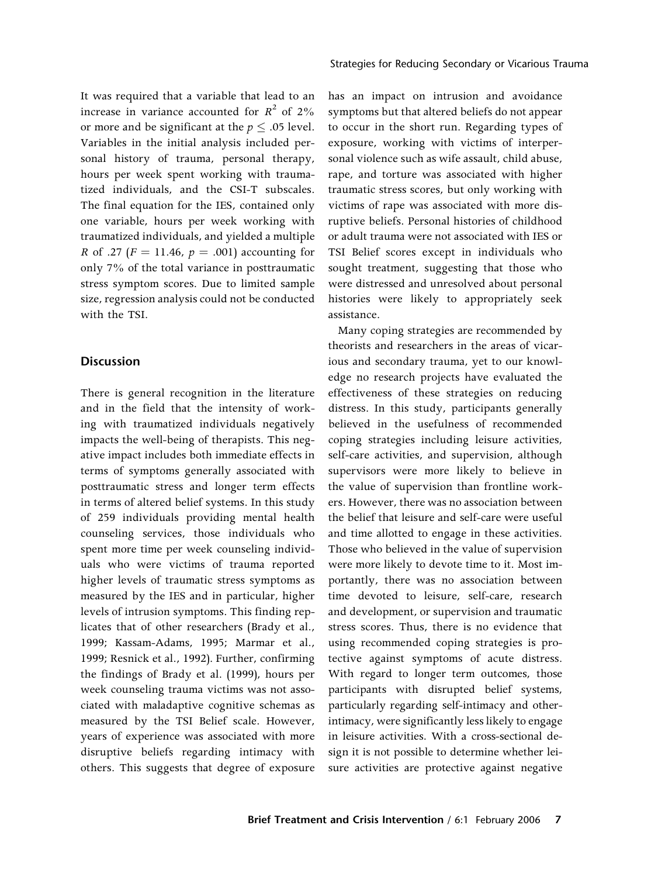It was required that a variable that lead to an increase in variance accounted for $R^2$ of 2% or more and be significant at the $p \leq .05$ level. Variables in the initial analysis included personal history of trauma, personal therapy, hours per week spent working with traumatized individuals, and the CSI-T subscales. The final equation for the IES, contained only one variable, hours per week working with traumatized individuals, and yielded a multiple $R$ of .27 ($F = 11.46$, $p = .001$) accounting for only 7% of the total variance in posttraumatic stress symptom scores. Due to limited sample size, regression analysis could not be conducted with the TSI.

## Discussion

There is general recognition in the literature and in the field that the intensity of working with traumatized individuals negatively impacts the well-being of therapists. This negative impact includes both immediate effects in terms of symptoms generally associated with posttraumatic stress and longer term effects in terms of altered belief systems. In this study of 259 individuals providing mental health counseling services, those individuals who spent more time per week counseling individuals who were victims of trauma reported higher levels of traumatic stress symptoms as measured by the IES and in particular, higher levels of intrusion symptoms. This finding replicates that of other researchers (Brady et al., 1999; Kassam-Adams, 1995; Marmar et al., 1999; Resnick et al., 1992). Further, confirming the findings of Brady et al. (1999), hours per week counseling trauma victims was not associated with maladaptive cognitive schemas as measured by the TSI Belief scale. However, years of experience was associated with more disruptive beliefs regarding intimacy with others. This suggests that degree of exposure has an impact on intrusion and avoidance symptoms but that altered beliefs do not appear to occur in the short run. Regarding types of exposure, working with victims of interpersonal violence such as wife assault, child abuse, rape, and torture was associated with higher traumatic stress scores, but only working with victims of rape was associated with more disruptive beliefs. Personal histories of childhood or adult trauma were not associated with IES or TSI Belief scores except in individuals who sought treatment, suggesting that those who were distressed and unresolved about personal histories were likely to appropriately seek assistance.

Many coping strategies are recommended by theorists and researchers in the areas of vicarious and secondary trauma, yet to our knowledge no research projects have evaluated the effectiveness of these strategies on reducing distress. In this study, participants generally believed in the usefulness of recommended coping strategies including leisure activities, self-care activities, and supervision, although supervisors were more likely to believe in the value of supervision than frontline workers. However, there was no association between the belief that leisure and self-care were useful and time allotted to engage in these activities. Those who believed in the value of supervision were more likely to devote time to it. Most importantly, there was no association between time devoted to leisure, self-care, research and development, or supervision and traumatic stress scores. Thus, there is no evidence that using recommended coping strategies is protective against symptoms of acute distress. With regard to longer term outcomes, those participants with disrupted belief systems, particularly regarding self-intimacy and other-intimacy, were significantly less likely to engage in leisure activities. With a cross-sectional design it is not possible to determine whether leisure activities are protective against negative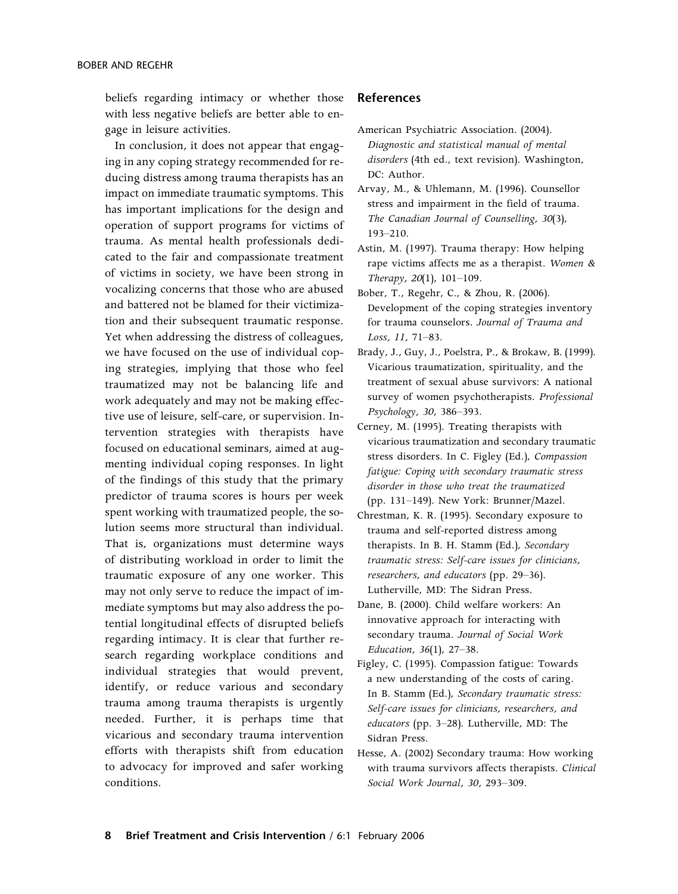beliefs regarding intimacy or whether those with less negative beliefs are better able to engage in leisure activities.

In conclusion, it does not appear that engaging in any coping strategy recommended for reducing distress among trauma therapists has an impact on immediate traumatic symptoms. This has important implications for the design and operation of support programs for victims of trauma. As mental health professionals dedicated to the fair and compassionate treatment of victims in society, we have been strong in vocalizing concerns that those who are abused and battered not be blamed for their victimization and their subsequent traumatic response. Yet when addressing the distress of colleagues, we have focused on the use of individual coping strategies, implying that those who feel traumatized may not be balancing life and work adequately and may not be making effective use of leisure, self-care, or supervision. Intervention strategies with therapists have focused on educational seminars, aimed at augmenting individual coping responses. In light of the findings of this study that the primary predictor of trauma scores is hours per week spent working with traumatized people, the solution seems more structural than individual. That is, organizations must determine ways of distributing workload in order to limit the traumatic exposure of any one worker. This may not only serve to reduce the impact of immediate symptoms but may also address the potential longitudinal effects of disrupted beliefs regarding intimacy. It is clear that further research regarding workplace conditions and individual strategies that would prevent, identify, or reduce various and secondary trauma among trauma therapists is urgently needed. Further, it is perhaps time that vicarious and secondary trauma intervention efforts with therapists shift from education to advocacy for improved and safer working conditions.

## References

American Psychiatric Association. (2004). *Diagnostic and statistical manual of mental disorders* (4th ed., text revision). Washington, DC: Author.

Arvay, M., & Uhlemann, M. (1996). Counsellor stress and impairment in the field of trauma. *The Canadian Journal of Counselling, 30*(3), 193–210.

Astin, M. (1997). Trauma therapy: How helping rape victims affects me as a therapist. *Women & Therapy, 20*(1), 101–109.

Bober, T., Regehr, C., & Zhou, R. (2006). Development of the coping strategies inventory for trauma counselors. *Journal of Trauma and Loss, 11*, 71–83.

Brady, J., Guy, J., Poelstra, P., & Brokaw, B. (1999). Vicarious traumatization, spirituality, and the treatment of sexual abuse survivors: A national survey of women psychotherapists. *Professional Psychology, 30*, 386–393.

Cerney, M. (1995). Treating therapists with vicarious traumatization and secondary traumatic stress disorders. In C. Figley (Ed.), *Compassion fatigue: Coping with secondary traumatic stress disorder in those who treat the traumatized* (pp. 131–149). New York: Brunner/Mazel.

Chrestman, K. R. (1995). Secondary exposure to trauma and self-reported distress among therapists. In B. H. Stamm (Ed.), *Secondary traumatic stress: Self-care issues for clinicians, researchers, and educators* (pp. 29–36). Lutherville, MD: The Sidran Press.

Dane, B. (2000). Child welfare workers: An innovative approach for interacting with secondary trauma. *Journal of Social Work Education, 36*(1), 27–38.

Figley, C. (1995). Compassion fatigue: Towards a new understanding of the costs of caring. In B. Stamm (Ed.), *Secondary traumatic stress: Self-care issues for clinicians, researchers, and educators* (pp. 3–28). Lutherville, MD: The Sidran Press.

Hesse, A. (2002) Secondary trauma: How working with trauma survivors affects therapists. *Clinical Social Work Journal, 30*, 293–309.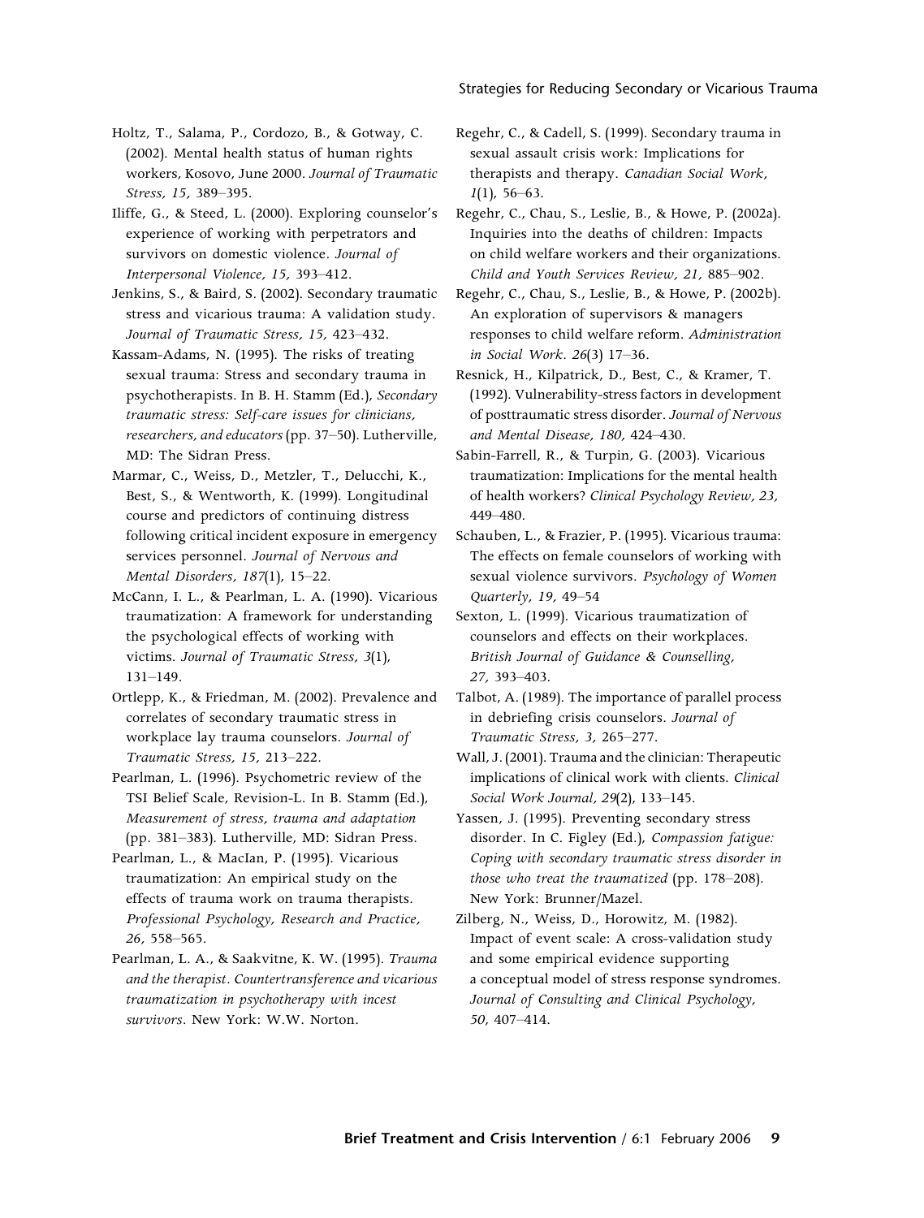Holtz, T., Salama, P., Cordozo, B., & Gotway, C. (2002). Mental health status of human rights workers, Kosovo, June 2000. *Journal of Traumatic Stress, 15,* 389–395.

Iliffe, G., & Steed, L. (2000). Exploring counselor's experience of working with perpetrators and survivors on domestic violence. *Journal of Interpersonal Violence, 15,* 393–412.

Jenkins, S., & Baird, S. (2002). Secondary traumatic stress and vicarious trauma: A validation study. *Journal of Traumatic Stress, 15,* 423–432.

Kassam-Adams, N. (1995). The risks of treating sexual trauma: Stress and secondary trauma in psychotherapists. In B. H. Stamm (Ed.), *Secondary traumatic stress: Self-care issues for clinicians, researchers, and educators* (pp. 37–50). Lutherville, MD: The Sidran Press.

Marmar, C., Weiss, D., Metzler, T., Delucchi, K., Best, S., & Wentworth, K. (1999). Longitudinal course and predictors of continuing distress following critical incident exposure in emergency services personnel. *Journal of Nervous and Mental Disorders, 187*(1), 15–22.

McCann, I. L., & Pearlman, L. A. (1990). Vicarious traumatization: A framework for understanding the psychological effects of working with victims. *Journal of Traumatic Stress, 3*(1), 131–149.

Ortlepp, K., & Friedman, M. (2002). Prevalence and correlates of secondary traumatic stress in workplace lay trauma counselors. *Journal of Traumatic Stress, 15,* 213–222.

Pearlman, L. (1996). Psychometric review of the TSI Belief Scale, Revision-L. In B. Stamm (Ed.), *Measurement of stress, trauma and adaptation* (pp. 381–383). Lutherville, MD: Sidran Press.

Pearlman, L., & MacIan, P. (1995). Vicarious traumatization: An empirical study on the effects of trauma work on trauma therapists. *Professional Psychology, Research and Practice, 26*, 558–565.

Pearlman, L. A., & Saakvitne, K. W. (1995). *Trauma and the therapist. Countertransference and vicarious traumatization in psychotherapy with incest survivors*. New York: W.W. Norton.

Regehr, C., & Cadell, S. (1999). Secondary trauma in sexual assault crisis work: Implications for therapists and therapy. *Canadian Social Work, 1*(1), 56–63.

Regehr, C., Chau, S., Leslie, B., & Howe, P. (2002a). Inquiries into the deaths of children: Impacts on child welfare workers and their organizations. *Child and Youth Services Review, 21,* 885–902.

Regehr, C., Chau, S., Leslie, B., & Howe, P. (2002b). An exploration of supervisors & managers responses to child welfare reform. *Administration in Social Work*. *26*(3) 17–36.

Resnick, H., Kilpatrick, D., Best, C., & Kramer, T. (1992). Vulnerability-stress factors in development of posttraumatic stress disorder. *Journal of Nervous and Mental Disease, 180,* 424–430.

Sabin-Farrell, R., & Turpin, G. (2003). Vicarious traumatization: Implications for the mental health of health workers? *Clinical Psychology Review, 23,* 449–480.

Schauben, L., & Frazier, P. (1995). Vicarious trauma: The effects on female counselors of working with sexual violence survivors. *Psychology of Women Quarterly, 19,* 49–54

Sexton, L. (1999). Vicarious traumatization of counselors and effects on their workplaces. *British Journal of Guidance & Counselling, 27,* 393–403.

Talbot, A. (1989). The importance of parallel process in debriefing crisis counselors. *Journal of Traumatic Stress, 3,* 265–277.

Wall, J. (2001). Trauma and the clinician: Therapeutic implications of clinical work with clients. *Clinical Social Work Journal, 29*(2), 133–145.

Yassen, J. (1995). Preventing secondary stress disorder. In C. Figley (Ed.), *Compassion fatigue: Coping with secondary traumatic stress disorder in those who treat the traumatized* (pp. 178–208). New York: Brunner/Mazel.

Zilberg, N., Weiss, D., Horowitz, M. (1982). Impact of event scale: A cross-validation study and some empirical evidence supporting a conceptual model of stress response syndromes. *Journal of Consulting and Clinical Psychology, 50*, 407–414.